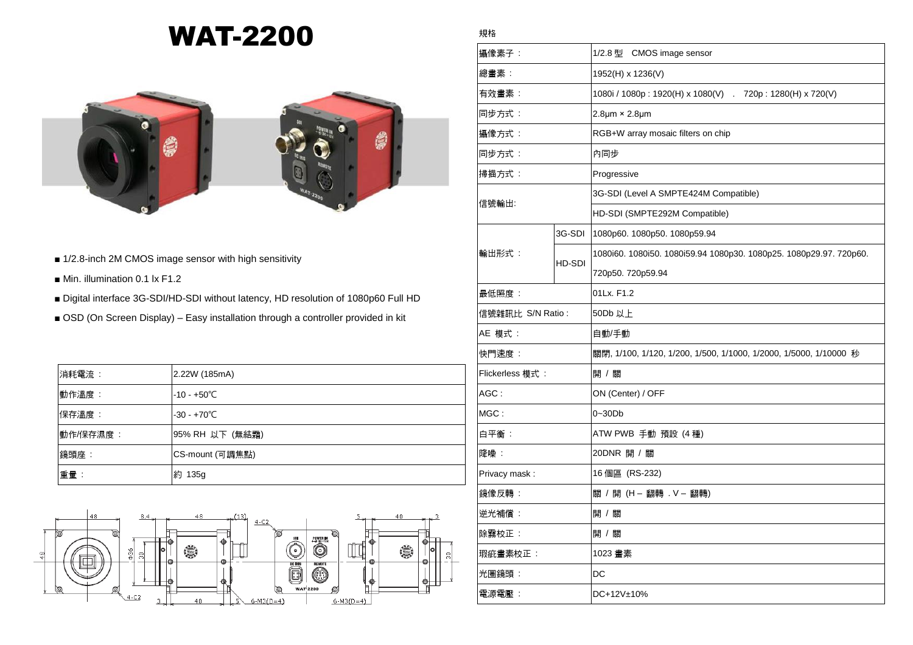# WAT-2200

- ■ 1/2.8-inch 2M CMOS image sensor with high sensitivity
- ■ Min. illumination 0.1 lx F1.2
- ■ Digital interface 3G-SDI/HD-SDI without latency, HD resolution of 1080p60 Full HD
- ■ OSD (On Screen Display) – Easy installation through a controller provided in kit

| | |
|---|---|
| 消耗電流： | 2.22W (185mA) |
| 動作溫度： | -10 - +50℃ |
| 保存溫度： | -30 - +70℃ |
| 動作/保存濕度： | 95% RH 以下 (無結霜) |
| 鏡頭座： | CS-mount (可調焦點) |
| 重量： | 約 135g |

規格

| | | |
|---|---|---|
| 攝像素子： | | 1/2.8 型　CMOS image sensor |
| 總畫素： | | 1952(H) x 1236(V) |
| 有效畫素： | | 1080i / 1080p : 1920(H) x 1080(V)　.　720p : 1280(H) x 720(V) |
| 同步方式： | | 2.8μm × 2.8μm |
| 攝像方式： | | RGB+W array mosaic filters on chip |
| 同步方式： | | 內同步 |
| 掃描方式： | | Progressive |
| 信號輸出: | | 3G-SDI (Level A SMPTE424M Compatible) |
| | | HD-SDI (SMPTE292M Compatible) |
| 輸出形式： | 3G-SDI | 1080p60. 1080p50. 1080p59.94 |
| | HD-SDI | 1080i60. 1080i50. 1080i59.94 1080p30. 1080p25. 1080p29.97. 720p60. 720p50. 720p59.94 |
| 最低照度： | | 01Lx. F1.2 |
| 信號雜訊比 S/N Ratio : | | 50Db 以上 |
| AE 模式： | | 自動/手動 |
| 快門速度： | | 關閉, 1/100, 1/120, 1/200, 1/500, 1/1000, 1/2000, 1/5000, 1/10000 秒 |
| Flickerless 模式： | | 開 / 關 |
| AGC : | | ON (Center) / OFF |
| MGC : | | 0~30Db |
| 白平衡： | | ATW PWB 手動 預設 (4 種) |
| 降噪： | | 20DNR 開 / 關 |
| Privacy mask : | | 16 個區 (RS-232) |
| 鏡像反轉： | | 關 / 開 (H – 翻轉 . V – 翻轉) |
| 逆光補償： | | 開 / 關 |
| 除霧校正： | | 開 / 關 |
| 瑕疵畫素校正： | | 1023 畫素 |
| 光圈鏡頭： | | DC |
| 電源電壓： | | DC+12V±10% |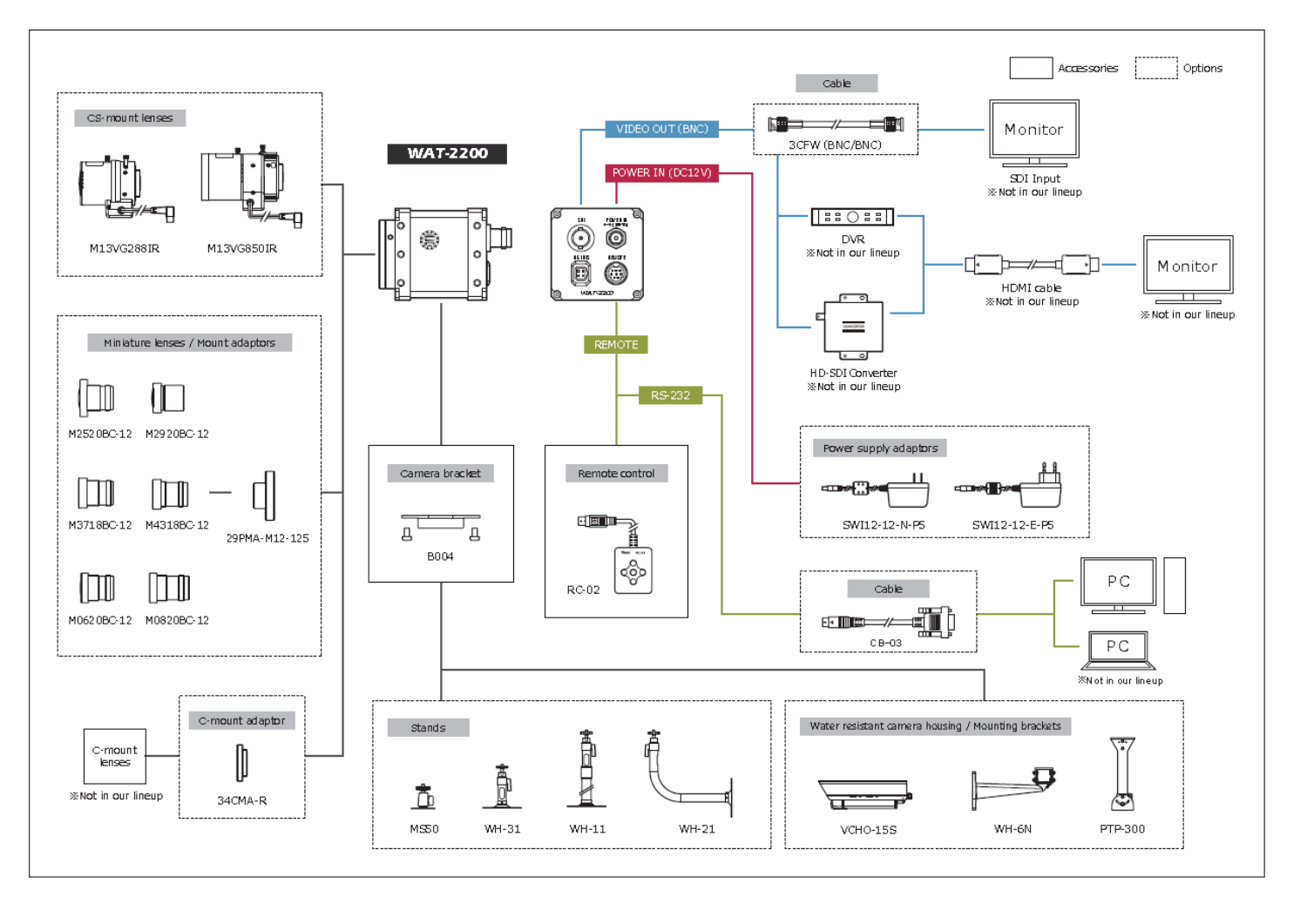Accessories

Options

# WAT-2200

CS-mount lenses

M13VG288IR

M13VG850IR

Miniature lenses / Mount adaptors

M2520BC-12

M2920BC-12

M3718BC-12

M4318BC-12

29PMA-M12-125

M0620BC-12

M0820BC-12

C-mount lenses

※Not in our lineup

C-mount adaptor

34CMA-R

VIDEO OUT (BNC)

POWER IN (DC12V)

Cable

3CFW (BNC/BNC)

Monitor

SDI Input

※Not in our lineup

DVR

※Not in our lineup

HD-SDI Converter

※Not in our lineup

HDMI cable

※Not in our lineup

Monitor

※Not in our lineup

REMOTE

RS-232

Camera bracket

B004

Remote control

RC-02

Power supply adaptors

SWI12-12-N-P5

SWI12-12-E-P5

Cable

CB-03

PC

PC

※Not in our lineup

Stands

MS50

WH-31

WH-11

WH-21

Water resistant camera housing / Mounting brackets

VCHO-15S

WH-6N

PTP-300